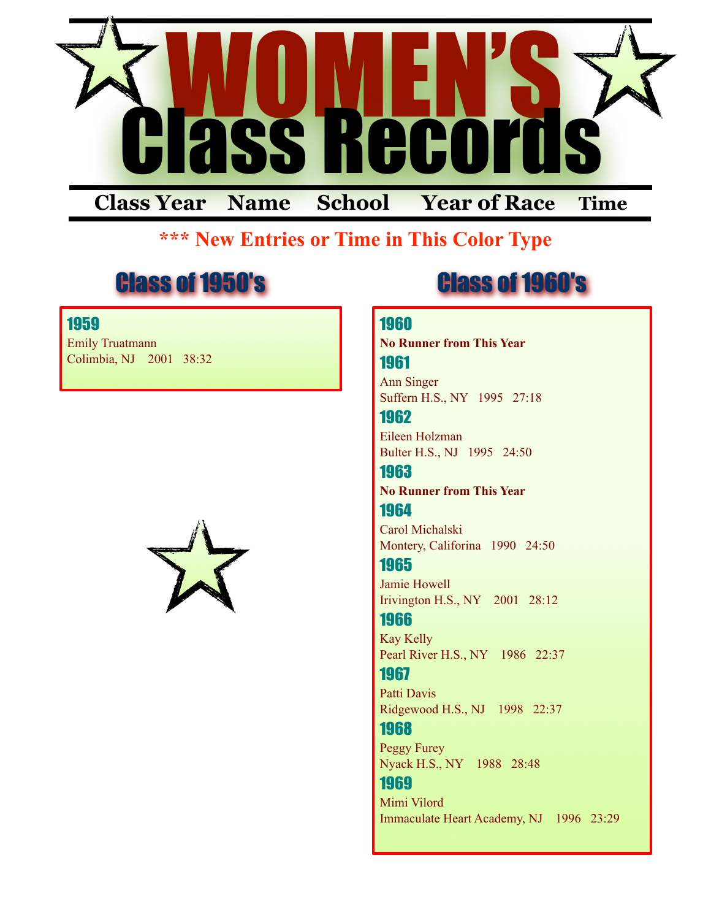# WOMEN'S Class Records

**Class Year | Name | School | Year of Race | Time**

**\*\*\* New Entries or Time in This Color Type**

## Class of 1950's

### 1959
Emily Truatmann
Colimbia, NJ 2001 38:32

## Class of 1960's

### 1960
**No Runner from This Year**

### 1961
Ann Singer
Suffern H.S., NY 1995 27:18

### 1962
Eileen Holzman
Bulter H.S., NJ 1995 24:50

### 1963
**No Runner from This Year**

### 1964
Carol Michalski
Montery, Califorina 1990 24:50

### 1965
Jamie Howell
Irivington H.S., NY 2001 28:12

### 1966
Kay Kelly
Pearl River H.S., NY 1986 22:37

### 1967
Patti Davis
Ridgewood H.S., NJ 1998 22:37

### 1968
Peggy Furey
Nyack H.S., NY 1988 28:48

### 1969
Mimi Vilord
Immaculate Heart Academy, NJ 1996 23:29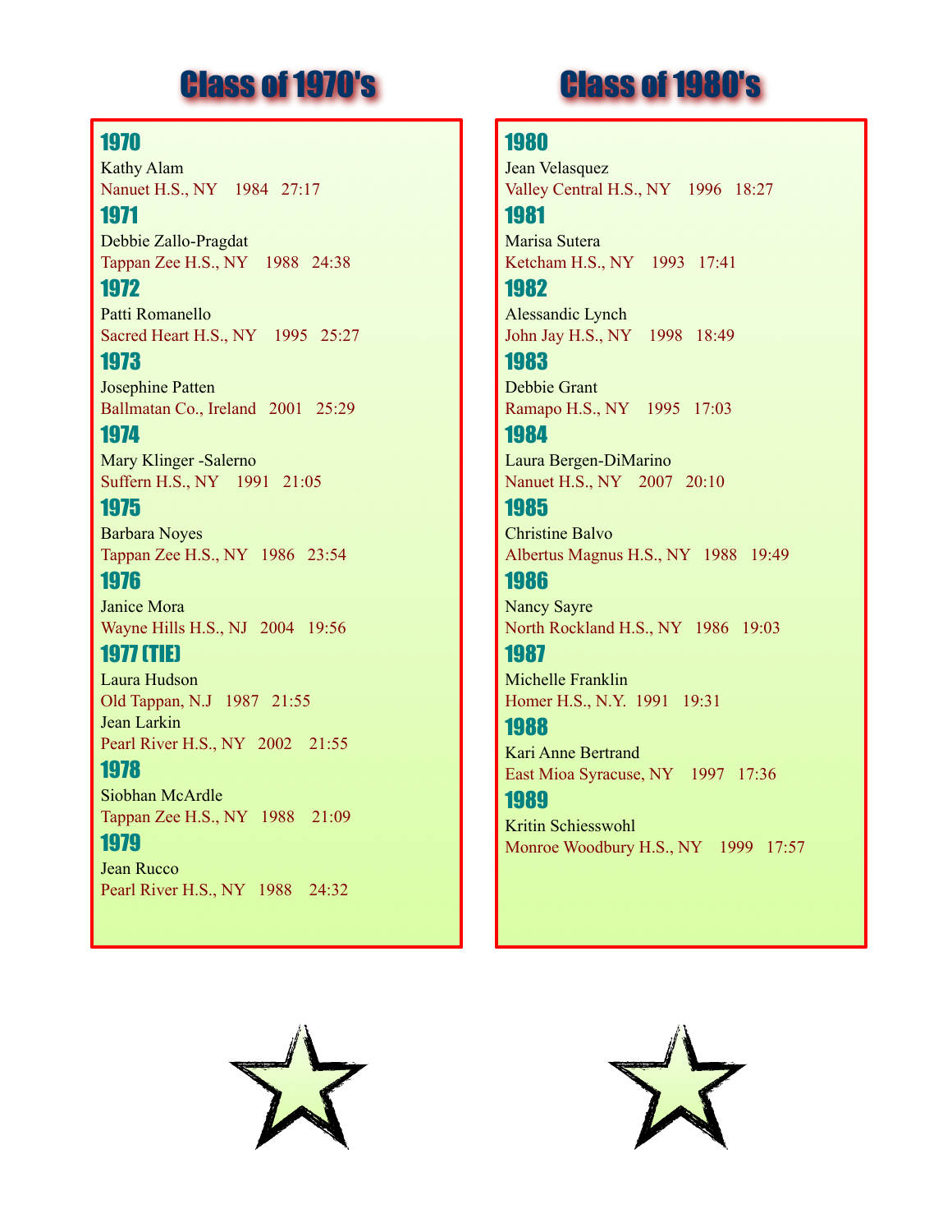# Class of 1970's

### 1970

Kathy Alam
Nanuet H.S., NY 1984 27:17

### 1971

Debbie Zallo-Pragdat
Tappan Zee H.S., NY 1988 24:38

### 1972

Patti Romanello
Sacred Heart H.S., NY 1995 25:27

### 1973

Josephine Patten
Ballmatan Co., Ireland 2001 25:29

### 1974

Mary Klinger -Salerno
Suffern H.S., NY 1991 21:05

### 1975

Barbara Noyes
Tappan Zee H.S., NY 1986 23:54

### 1976

Janice Mora
Wayne Hills H.S., NJ 2004 19:56

### 1977 (TIE)

Laura Hudson
Old Tappan, N.J 1987 21:55

Jean Larkin
Pearl River H.S., NY 2002 21:55

### 1978

Siobhan McArdle
Tappan Zee H.S., NY 1988 21:09

### 1979

Jean Rucco
Pearl River H.S., NY 1988 24:32

# Class of 1980's

### 1980

Jean Velasquez
Valley Central H.S., NY 1996 18:27

### 1981

Marisa Sutera
Ketcham H.S., NY 1993 17:41

### 1982

Alessandic Lynch
John Jay H.S., NY 1998 18:49

### 1983

Debbie Grant
Ramapo H.S., NY 1995 17:03

### 1984

Laura Bergen-DiMarino
Nanuet H.S., NY 2007 20:10

### 1985

Christine Balvo
Albertus Magnus H.S., NY 1988 19:49

### 1986

Nancy Sayre
North Rockland H.S., NY 1986 19:03

### 1987

Michelle Franklin
Homer H.S., N.Y. 1991 19:31

### 1988

Kari Anne Bertrand
East Mioa Syracuse, NY 1997 17:36

### 1989

Kritin Schiesswohl
Monroe Woodbury H.S., NY 1999 17:57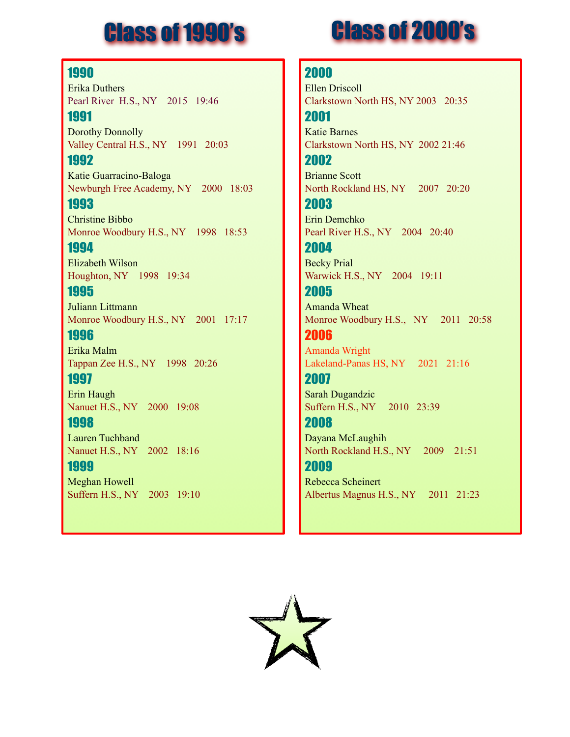# Class of 1990's

### 1990
Erika Duthers
Pearl River H.S., NY 2015 19:46

### 1991
Dorothy Donnolly
Valley Central H.S., NY 1991 20:03

### 1992
Katie Guarracino-Baloga
Newburgh Free Academy, NY 2000 18:03

### 1993
Christine Bibbo
Monroe Woodbury H.S., NY 1998 18:53

### 1994
Elizabeth Wilson
Houghton, NY 1998 19:34

### 1995
Juliann Littmann
Monroe Woodbury H.S., NY 2001 17:17

### 1996
Erika Malm
Tappan Zee H.S., NY 1998 20:26

### 1997
Erin Haugh
Nanuet H.S., NY 2000 19:08

### 1998
Lauren Tuchband
Nanuet H.S., NY 2002 18:16

### 1999
Meghan Howell
Suffern H.S., NY 2003 19:10

# Class of 2000's

### 2000
Ellen Driscoll
Clarkstown North HS, NY 2003 20:35

### 2001
Katie Barnes
Clarkstown North HS, NY 2002 21:46

### 2002
Brianne Scott
North Rockland HS, NY 2007 20:20

### 2003
Erin Demchko
Pearl River H.S., NY 2004 20:40

### 2004
Becky Prial
Warwick H.S., NY 2004 19:11

### 2005
Amanda Wheat
Monroe Woodbury H.S., NY 2011 20:58

### 2006
Amanda Wright
Lakeland-Panas HS, NY 2021 21:16

### 2007
Sarah Dugandzic
Suffern H.S., NY 2010 23:39

### 2008
Dayana McLaughih
North Rockland H.S., NY 2009 21:51

### 2009
Rebecca Scheinert
Albertus Magnus H.S., NY 2011 21:23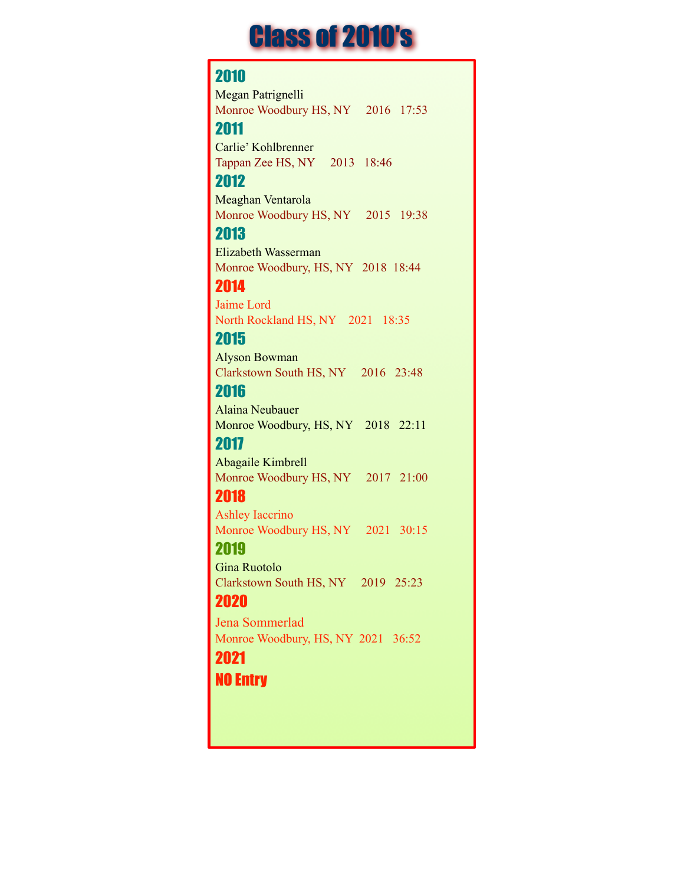# Class of 2010's

## 2010

Megan Patrignelli

Monroe Woodbury HS, NY 2016 17:53

## 2011

Carlie' Kohlbrenner

Tappan Zee HS, NY 2013 18:46

## 2012

Meaghan Ventarola

Monroe Woodbury HS, NY 2015 19:38

## 2013

Elizabeth Wasserman

Monroe Woodbury, HS, NY 2018 18:44

## 2014

Jaime Lord

North Rockland HS, NY 2021 18:35

## 2015

Alyson Bowman

Clarkstown South HS, NY 2016 23:48

## 2016

Alaina Neubauer

Monroe Woodbury, HS, NY 2018 22:11

## 2017

Abagaile Kimbrell

Monroe Woodbury HS, NY 2017 21:00

## 2018

Ashley Iaccrino

Monroe Woodbury HS, NY 2021 30:15

## 2019

Gina Ruotolo

Clarkstown South HS, NY 2019 25:23

## 2020

Jena Sommerlad

Monroe Woodbury, HS, NY 2021 36:52

## 2021

**NO Entry**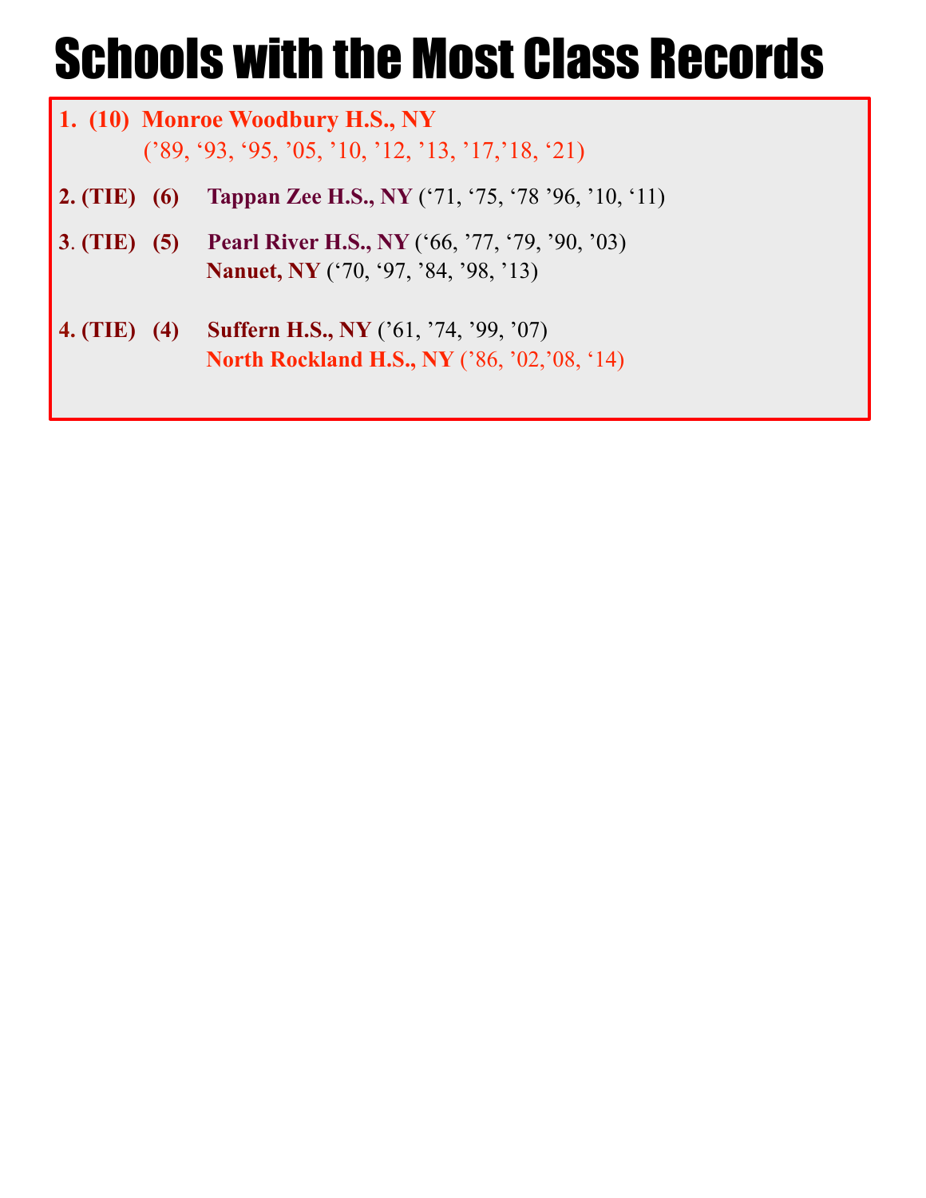# Schools with the Most Class Records

**1. (10) Monroe Woodbury H.S., NY**
('89, '93, '95, '05, '10, '12, '13, '17,'18, '21)

**2. (TIE) (6) Tappan Zee H.S., NY** ('71, '75, '78 '96, '10, '11)

**3. (TIE) (5) Pearl River H.S., NY** ('66, '77, '79, '90, '03)
**Nanuet, NY** ('70, '97, '84, '98, '13)

**4. (TIE) (4) Suffern H.S., NY** ('61, '74, '99, '07)
**North Rockland H.S., NY** ('86, '02,'08, '14)